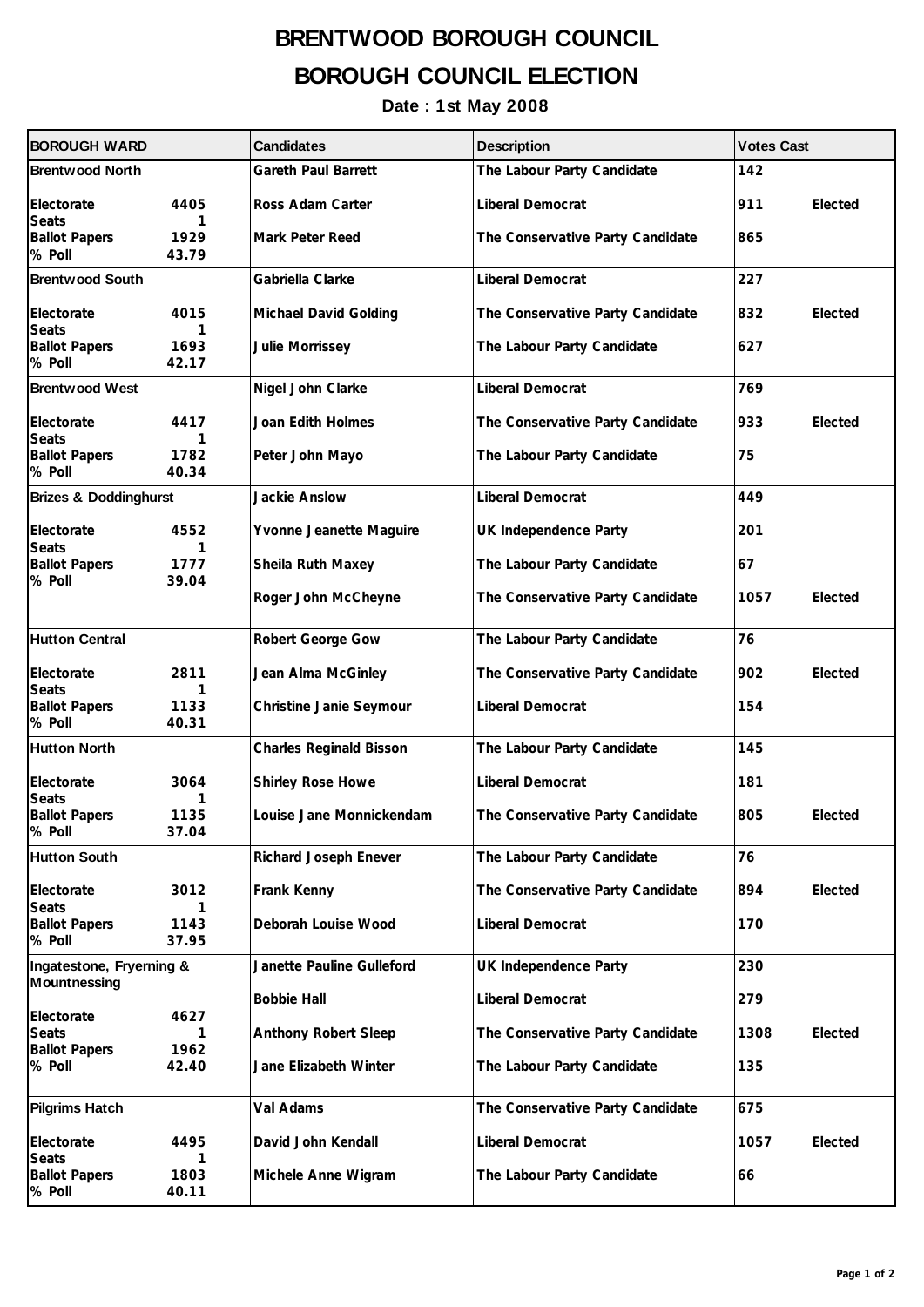# BRENTWOOD BOROUGH COUNCIL

# BOROUGH COUNCIL ELECTION

**Date : 1st May 2008**

| BOROUGH WARD | | Candidates | Description | Votes Cast | |
|---|---|---|---|---|---|
| Brentwood North | | Gareth Paul Barrett | The Labour Party Candidate | 142 | |
| Electorate | 4405 | Ross Adam Carter | Liberal Democrat | 911 | Elected |
| Seats | 1 | | | | |
| Ballot Papers | 1929 | Mark Peter Reed | The Conservative Party Candidate | 865 | |
| % Poll | 43.79 | | | | |
| Brentwood South | | Gabriella Clarke | Liberal Democrat | 227 | |
| Electorate | 4015 | Michael David Golding | The Conservative Party Candidate | 832 | Elected |
| Seats | 1 | | | | |
| Ballot Papers | 1693 | Julie Morrissey | The Labour Party Candidate | 627 | |
| % Poll | 42.17 | | | | |
| Brentwood West | | Nigel John Clarke | Liberal Democrat | 769 | |
| Electorate | 4417 | Joan Edith Holmes | The Conservative Party Candidate | 933 | Elected |
| Seats | 1 | | | | |
| Ballot Papers | 1782 | Peter John Mayo | The Labour Party Candidate | 75 | |
| % Poll | 40.34 | | | | |
| Brizes & Doddinghurst | | Jackie Anslow | Liberal Democrat | 449 | |
| Electorate | 4552 | Yvonne Jeanette Maguire | UK Independence Party | 201 | |
| Seats | 1 | | | | |
| Ballot Papers | 1777 | Sheila Ruth Maxey | The Labour Party Candidate | 67 | |
| % Poll | 39.04 | | | | |
| | | Roger John McCheyne | The Conservative Party Candidate | 1057 | Elected |
| Hutton Central | | Robert George Gow | The Labour Party Candidate | 76 | |
| Electorate | 2811 | Jean Alma McGinley | The Conservative Party Candidate | 902 | Elected |
| Seats | 1 | | | | |
| Ballot Papers | 1133 | Christine Janie Seymour | Liberal Democrat | 154 | |
| % Poll | 40.31 | | | | |
| Hutton North | | Charles Reginald Bisson | The Labour Party Candidate | 145 | |
| Electorate | 3064 | Shirley Rose Howe | Liberal Democrat | 181 | |
| Seats | 1 | | | | |
| Ballot Papers | 1135 | Louise Jane Monnickendam | The Conservative Party Candidate | 805 | Elected |
| % Poll | 37.04 | | | | |
| Hutton South | | Richard Joseph Enever | The Labour Party Candidate | 76 | |
| Electorate | 3012 | Frank Kenny | The Conservative Party Candidate | 894 | Elected |
| Seats | 1 | | | | |
| Ballot Papers | 1143 | Deborah Louise Wood | Liberal Democrat | 170 | |
| % Poll | 37.95 | | | | |
| Ingatestone, Fryerning & Mountnessing | | Janette Pauline Gulleford | UK Independence Party | 230 | |
| | | Bobbie Hall | Liberal Democrat | 279 | |
| Electorate | 4627 | | | | |
| Seats | 1 | Anthony Robert Sleep | The Conservative Party Candidate | 1308 | Elected |
| Ballot Papers | 1962 | | | | |
| % Poll | 42.40 | Jane Elizabeth Winter | The Labour Party Candidate | 135 | |
| Pilgrims Hatch | | Val Adams | The Conservative Party Candidate | 675 | |
| Electorate | 4495 | David John Kendall | Liberal Democrat | 1057 | Elected |
| Seats | 1 | | | | |
| Ballot Papers | 1803 | Michele Anne Wigram | The Labour Party Candidate | 66 | |
| % Poll | 40.11 | | | | |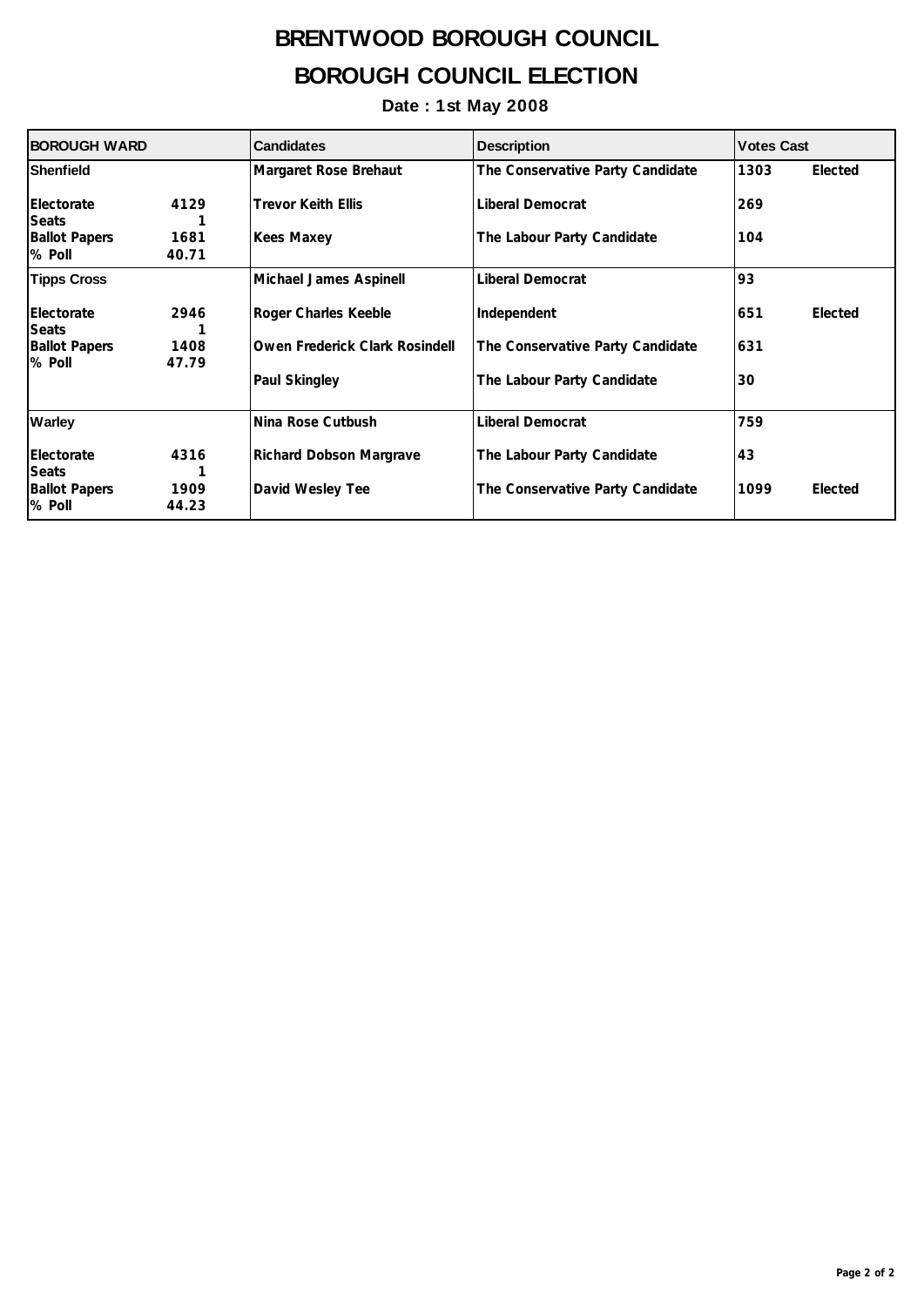# BRENTWOOD BOROUGH COUNCIL

## BOROUGH COUNCIL ELECTION

### Date : 1st May 2008

| BOROUGH WARD | | Candidates | Description | Votes Cast | |
|---|---|---|---|---|---|
| Shenfield | | Margaret Rose Brehaut | The Conservative Party Candidate | 1303 | Elected |
| Electorate | 4129 | Trevor Keith Ellis | Liberal Democrat | 269 | |
| Seats | 1 | | | | |
| Ballot Papers | 1681 | Kees Maxey | The Labour Party Candidate | 104 | |
| % Poll | 40.71 | | | | |
| Tipps Cross | | Michael James Aspinell | Liberal Democrat | 93 | |
| Electorate | 2946 | Roger Charles Keeble | Independent | 651 | Elected |
| Seats | 1 | | | | |
| Ballot Papers | 1408 | Owen Frederick Clark Rosindell | The Conservative Party Candidate | 631 | |
| % Poll | 47.79 | | | | |
| | | Paul Skingley | The Labour Party Candidate | 30 | |
| Warley | | Nina Rose Cutbush | Liberal Democrat | 759 | |
| Electorate | 4316 | Richard Dobson Margrave | The Labour Party Candidate | 43 | |
| Seats | 1 | | | | |
| Ballot Papers | 1909 | David Wesley Tee | The Conservative Party Candidate | 1099 | Elected |
| % Poll | 44.23 | | | | |